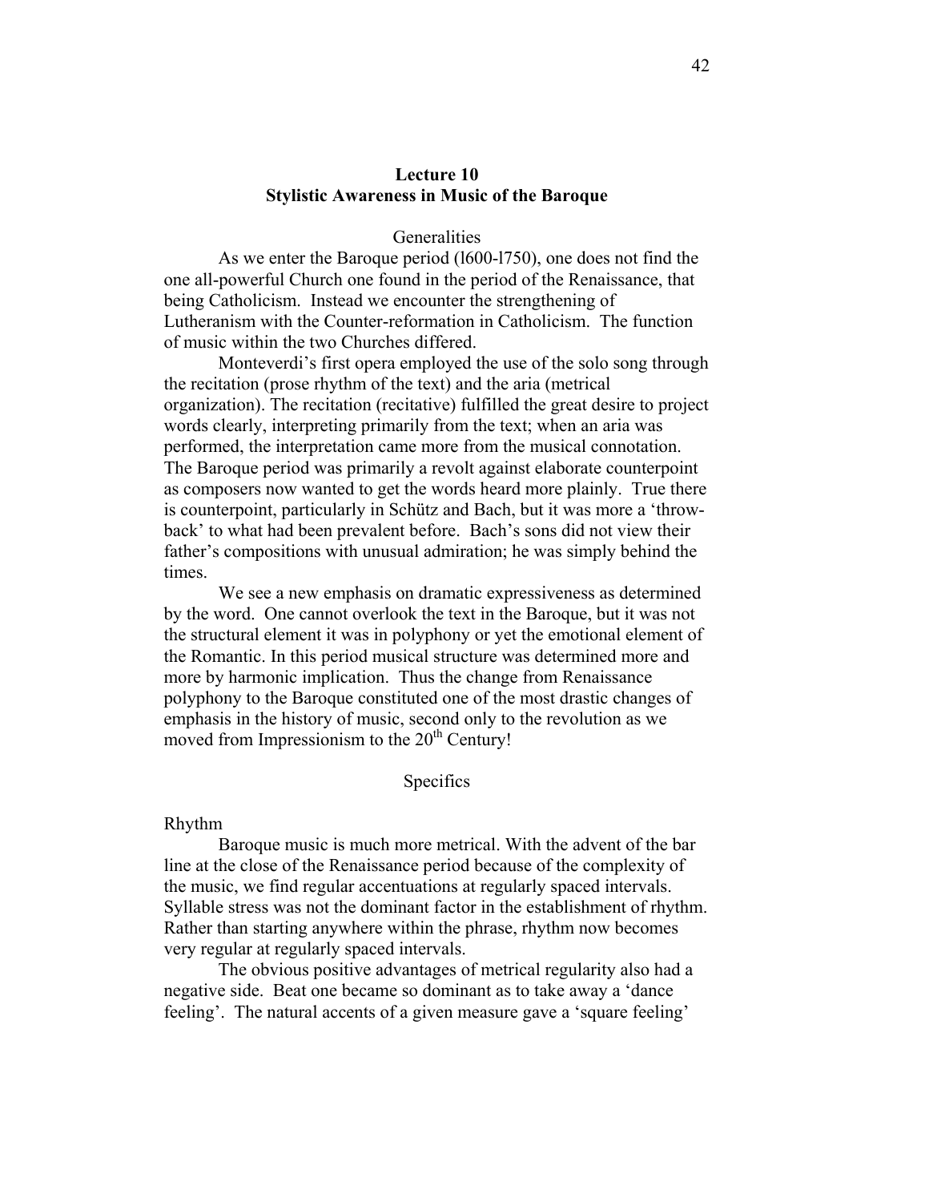# Lecture 10
## Stylistic Awareness in Music of the Baroque

### Generalities

As we enter the Baroque period (l600-l750), one does not find the one all-powerful Church one found in the period of the Renaissance, that being Catholicism. Instead we encounter the strengthening of Lutheranism with the Counter-reformation in Catholicism. The function of music within the two Churches differed.

Monteverdi's first opera employed the use of the solo song through the recitation (prose rhythm of the text) and the aria (metrical organization). The recitation (recitative) fulfilled the great desire to project words clearly, interpreting primarily from the text; when an aria was performed, the interpretation came more from the musical connotation. The Baroque period was primarily a revolt against elaborate counterpoint as composers now wanted to get the words heard more plainly. True there is counterpoint, particularly in Schütz and Bach, but it was more a 'throw-back' to what had been prevalent before. Bach's sons did not view their father's compositions with unusual admiration; he was simply behind the times.

We see a new emphasis on dramatic expressiveness as determined by the word. One cannot overlook the text in the Baroque, but it was not the structural element it was in polyphony or yet the emotional element of the Romantic. In this period musical structure was determined more and more by harmonic implication. Thus the change from Renaissance polyphony to the Baroque constituted one of the most drastic changes of emphasis in the history of music, second only to the revolution as we moved from Impressionism to the 20th Century!

### Specifics

**Rhythm**

Baroque music is much more metrical. With the advent of the bar line at the close of the Renaissance period because of the complexity of the music, we find regular accentuations at regularly spaced intervals. Syllable stress was not the dominant factor in the establishment of rhythm. Rather than starting anywhere within the phrase, rhythm now becomes very regular at regularly spaced intervals.

The obvious positive advantages of metrical regularity also had a negative side. Beat one became so dominant as to take away a 'dance feeling'. The natural accents of a given measure gave a 'square feeling'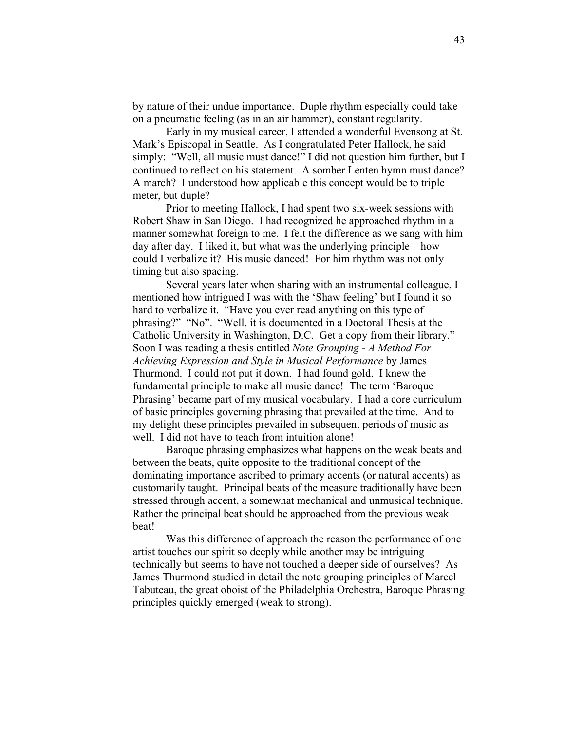by nature of their undue importance. Duple rhythm especially could take on a pneumatic feeling (as in an air hammer), constant regularity.

Early in my musical career, I attended a wonderful Evensong at St. Mark's Episcopal in Seattle. As I congratulated Peter Hallock, he said simply: "Well, all music must dance!" I did not question him further, but I continued to reflect on his statement. A somber Lenten hymn must dance? A march? I understood how applicable this concept would be to triple meter, but duple?

Prior to meeting Hallock, I had spent two six-week sessions with Robert Shaw in San Diego. I had recognized he approached rhythm in a manner somewhat foreign to me. I felt the difference as we sang with him day after day. I liked it, but what was the underlying principle – how could I verbalize it? His music danced! For him rhythm was not only timing but also spacing.

Several years later when sharing with an instrumental colleague, I mentioned how intrigued I was with the 'Shaw feeling' but I found it so hard to verbalize it. "Have you ever read anything on this type of phrasing?" "No". "Well, it is documented in a Doctoral Thesis at the Catholic University in Washington, D.C. Get a copy from their library." Soon I was reading a thesis entitled *Note Grouping - A Method For Achieving Expression and Style in Musical Performance* by James Thurmond. I could not put it down. I had found gold. I knew the fundamental principle to make all music dance! The term 'Baroque Phrasing' became part of my musical vocabulary. I had a core curriculum of basic principles governing phrasing that prevailed at the time. And to my delight these principles prevailed in subsequent periods of music as well. I did not have to teach from intuition alone!

Baroque phrasing emphasizes what happens on the weak beats and between the beats, quite opposite to the traditional concept of the dominating importance ascribed to primary accents (or natural accents) as customarily taught. Principal beats of the measure traditionally have been stressed through accent, a somewhat mechanical and unmusical technique. Rather the principal beat should be approached from the previous weak beat!

Was this difference of approach the reason the performance of one artist touches our spirit so deeply while another may be intriguing technically but seems to have not touched a deeper side of ourselves? As James Thurmond studied in detail the note grouping principles of Marcel Tabuteau, the great oboist of the Philadelphia Orchestra, Baroque Phrasing principles quickly emerged (weak to strong).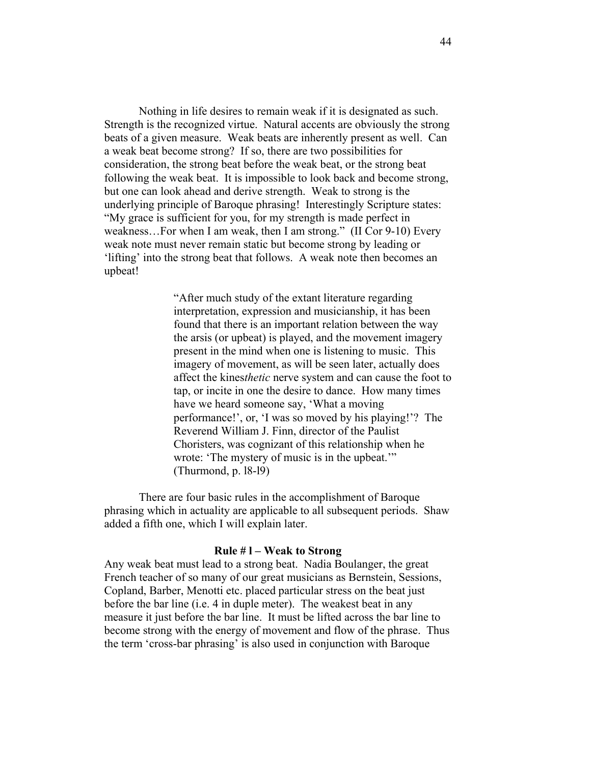Nothing in life desires to remain weak if it is designated as such. Strength is the recognized virtue. Natural accents are obviously the strong beats of a given measure. Weak beats are inherently present as well. Can a weak beat become strong? If so, there are two possibilities for consideration, the strong beat before the weak beat, or the strong beat following the weak beat. It is impossible to look back and become strong, but one can look ahead and derive strength. Weak to strong is the underlying principle of Baroque phrasing! Interestingly Scripture states: "My grace is sufficient for you, for my strength is made perfect in weakness…For when I am weak, then I am strong." (II Cor 9-10) Every weak note must never remain static but become strong by leading or 'lifting' into the strong beat that follows. A weak note then becomes an upbeat!

> "After much study of the extant literature regarding interpretation, expression and musicianship, it has been found that there is an important relation between the way the arsis (or upbeat) is played, and the movement imagery present in the mind when one is listening to music. This imagery of movement, as will be seen later, actually does affect the kines*thetic* nerve system and can cause the foot to tap, or incite in one the desire to dance. How many times have we heard someone say, 'What a moving performance!', or, 'I was so moved by his playing!'? The Reverend William J. Finn, director of the Paulist Choristers, was cognizant of this relationship when he wrote: 'The mystery of music is in the upbeat.'" (Thurmond, p. l8-l9)

There are four basic rules in the accomplishment of Baroque phrasing which in actuality are applicable to all subsequent periods. Shaw added a fifth one, which I will explain later.

**Rule # l – Weak to Strong**

Any weak beat must lead to a strong beat. Nadia Boulanger, the great French teacher of so many of our great musicians as Bernstein, Sessions, Copland, Barber, Menotti etc. placed particular stress on the beat just before the bar line (i.e. 4 in duple meter). The weakest beat in any measure it just before the bar line. It must be lifted across the bar line to become strong with the energy of movement and flow of the phrase. Thus the term 'cross-bar phrasing' is also used in conjunction with Baroque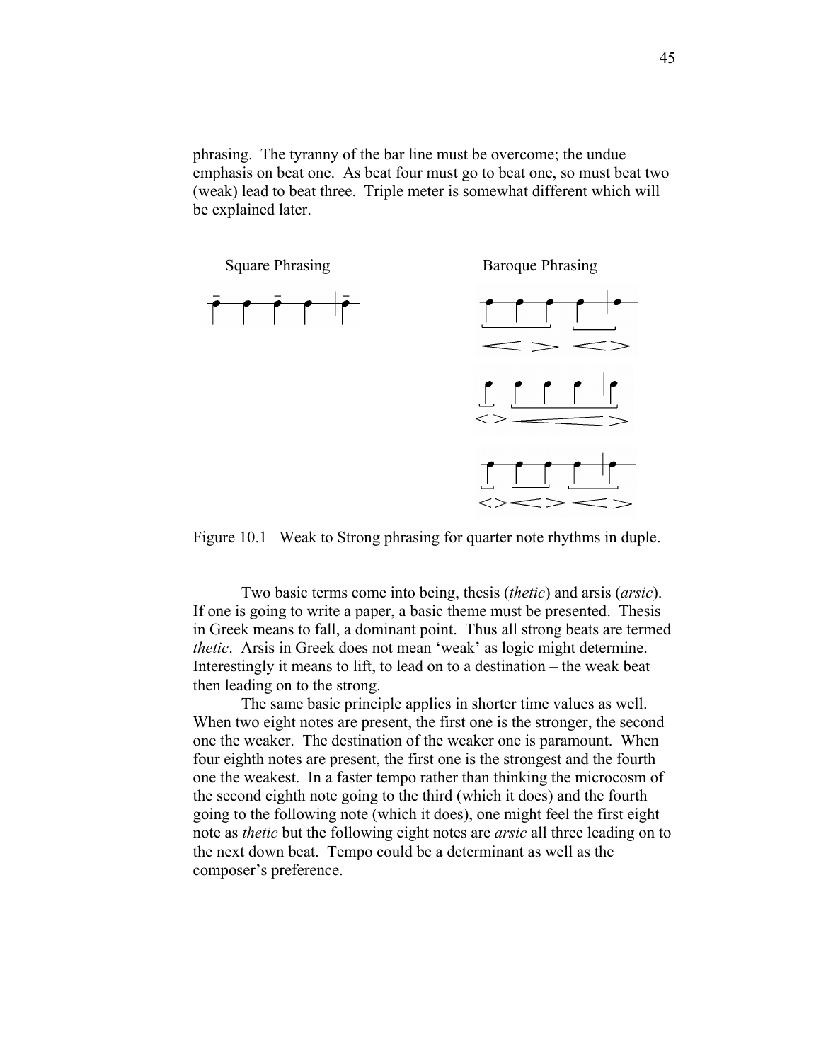phrasing. The tyranny of the bar line must be overcome; the undue emphasis on beat one. As beat four must go to beat one, so must beat two (weak) lead to beat three. Triple meter is somewhat different which will be explained later.

Square Phrasing

Baroque Phrasing

Figure 10.1 Weak to Strong phrasing for quarter note rhythms in duple.

Two basic terms come into being, thesis (*thetic*) and arsis (*arsic*). If one is going to write a paper, a basic theme must be presented. Thesis in Greek means to fall, a dominant point. Thus all strong beats are termed *thetic*. Arsis in Greek does not mean 'weak' as logic might determine. Interestingly it means to lift, to lead on to a destination – the weak beat then leading on to the strong.

The same basic principle applies in shorter time values as well. When two eight notes are present, the first one is the stronger, the second one the weaker. The destination of the weaker one is paramount. When four eighth notes are present, the first one is the strongest and the fourth one the weakest. In a faster tempo rather than thinking the microcosm of the second eighth note going to the third (which it does) and the fourth going to the following note (which it does), one might feel the first eight note as *thetic* but the following eight notes are *arsic* all three leading on to the next down beat. Tempo could be a determinant as well as the composer's preference.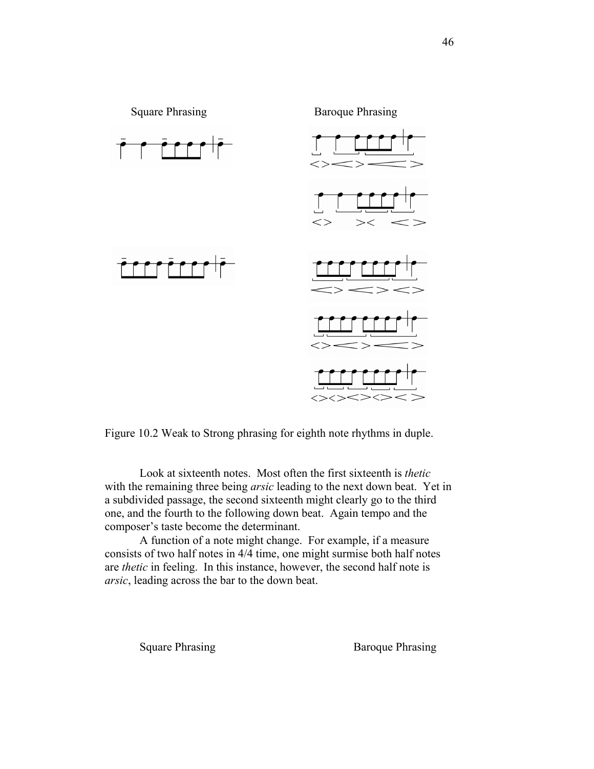Square Phrasing Baroque Phrasing

Figure 10.2 Weak to Strong phrasing for eighth note rhythms in duple.

Look at sixteenth notes. Most often the first sixteenth is *thetic* with the remaining three being *arsic* leading to the next down beat. Yet in a subdivided passage, the second sixteenth might clearly go to the third one, and the fourth to the following down beat. Again tempo and the composer's taste become the determinant.

A function of a note might change. For example, if a measure consists of two half notes in 4/4 time, one might surmise both half notes are *thetic* in feeling. In this instance, however, the second half note is *arsic*, leading across the bar to the down beat.

Square Phrasing Baroque Phrasing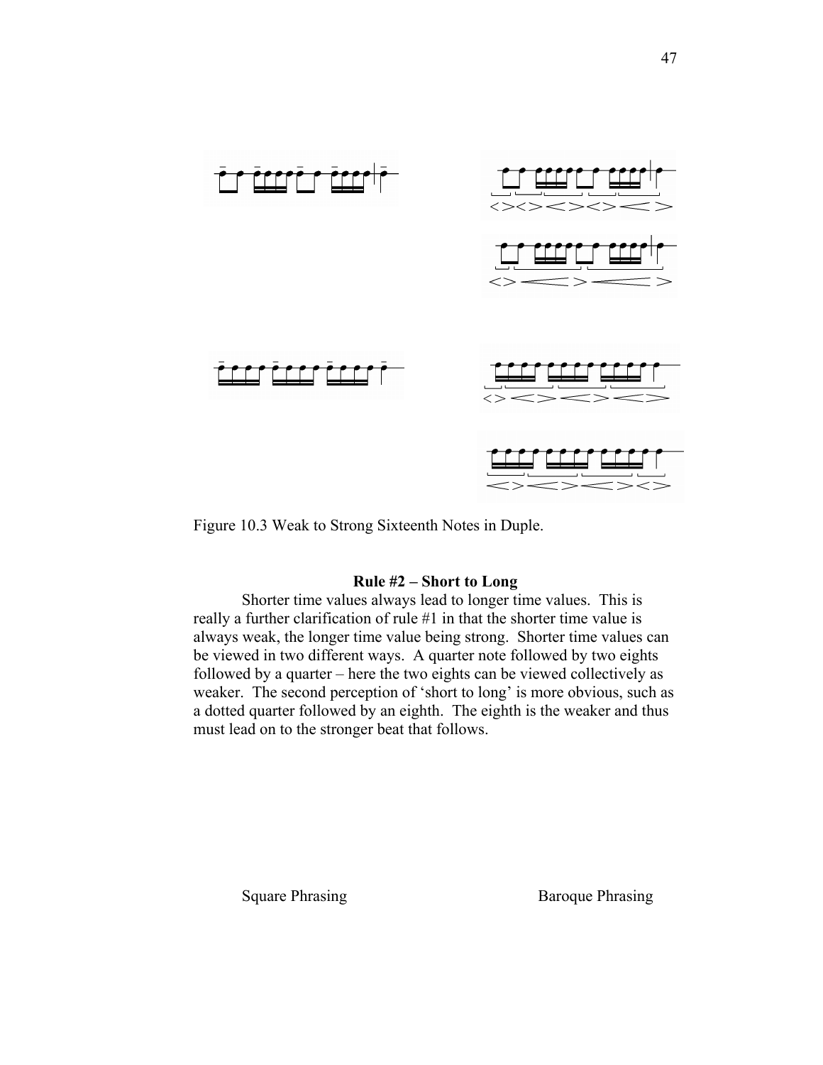Figure 10.3 Weak to Strong Sixteenth Notes in Duple.

**Rule #2 – Short to Long**

Shorter time values always lead to longer time values. This is really a further clarification of rule #1 in that the shorter time value is always weak, the longer time value being strong. Shorter time values can be viewed in two different ways. A quarter note followed by two eights followed by a quarter – here the two eights can be viewed collectively as weaker. The second perception of 'short to long' is more obvious, such as a dotted quarter followed by an eighth. The eighth is the weaker and thus must lead on to the stronger beat that follows.

Square Phrasing Baroque Phrasing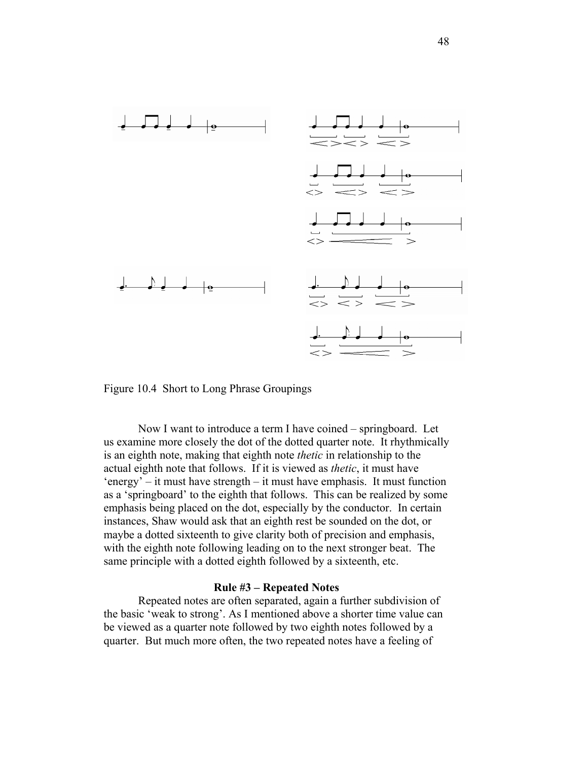Figure 10.4 Short to Long Phrase Groupings

Now I want to introduce a term I have coined – springboard. Let us examine more closely the dot of the dotted quarter note. It rhythmically is an eighth note, making that eighth note *thetic* in relationship to the actual eighth note that follows. If it is viewed as *thetic*, it must have 'energy' – it must have strength – it must have emphasis. It must function as a 'springboard' to the eighth that follows. This can be realized by some emphasis being placed on the dot, especially by the conductor. In certain instances, Shaw would ask that an eighth rest be sounded on the dot, or maybe a dotted sixteenth to give clarity both of precision and emphasis, with the eighth note following leading on to the next stronger beat. The same principle with a dotted eighth followed by a sixteenth, etc.

**Rule #3 – Repeated Notes**

Repeated notes are often separated, again a further subdivision of the basic 'weak to strong'. As I mentioned above a shorter time value can be viewed as a quarter note followed by two eighth notes followed by a quarter. But much more often, the two repeated notes have a feeling of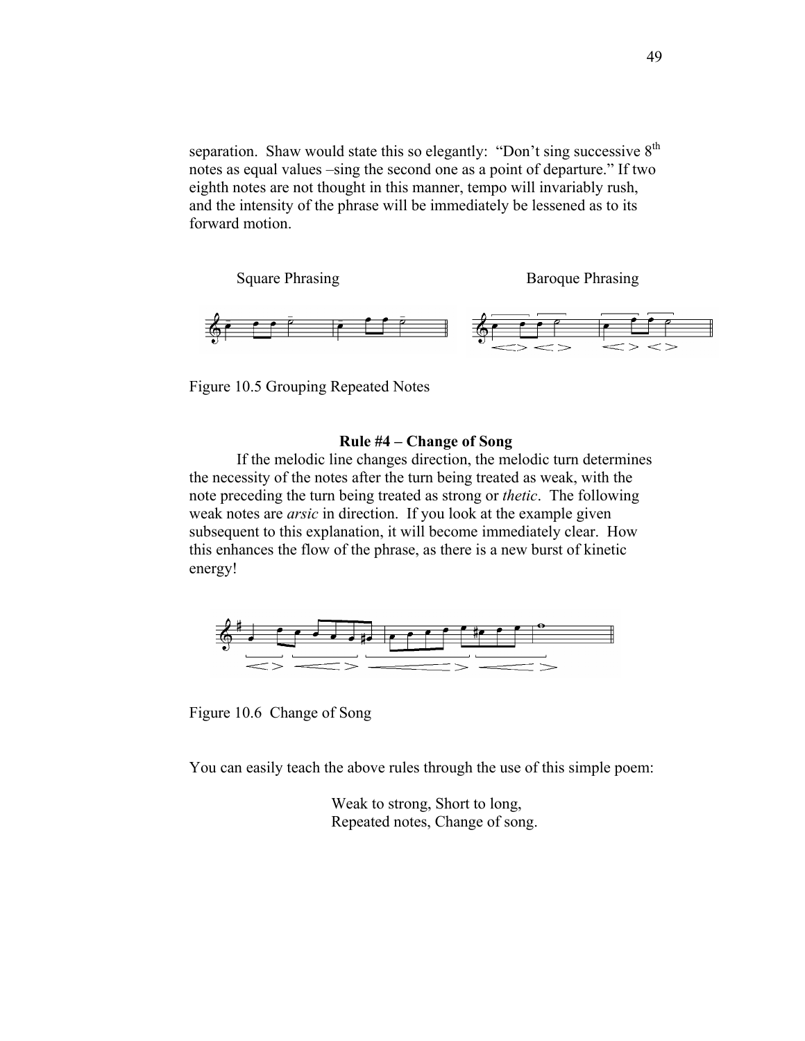separation. Shaw would state this so elegantly: "Don't sing successive 8th notes as equal values –sing the second one as a point of departure." If two eighth notes are not thought in this manner, tempo will invariably rush, and the intensity of the phrase will be immediately be lessened as to its forward motion.

Square Phrasing        Baroque Phrasing

Figure 10.5 Grouping Repeated Notes

**Rule #4 – Change of Song**

If the melodic line changes direction, the melodic turn determines the necessity of the notes after the turn being treated as weak, with the note preceding the turn being treated as strong or *thetic*. The following weak notes are *arsic* in direction. If you look at the example given subsequent to this explanation, it will become immediately clear. How this enhances the flow of the phrase, as there is a new burst of kinetic energy!

Figure 10.6 Change of Song

You can easily teach the above rules through the use of this simple poem:

Weak to strong, Short to long,
Repeated notes, Change of song.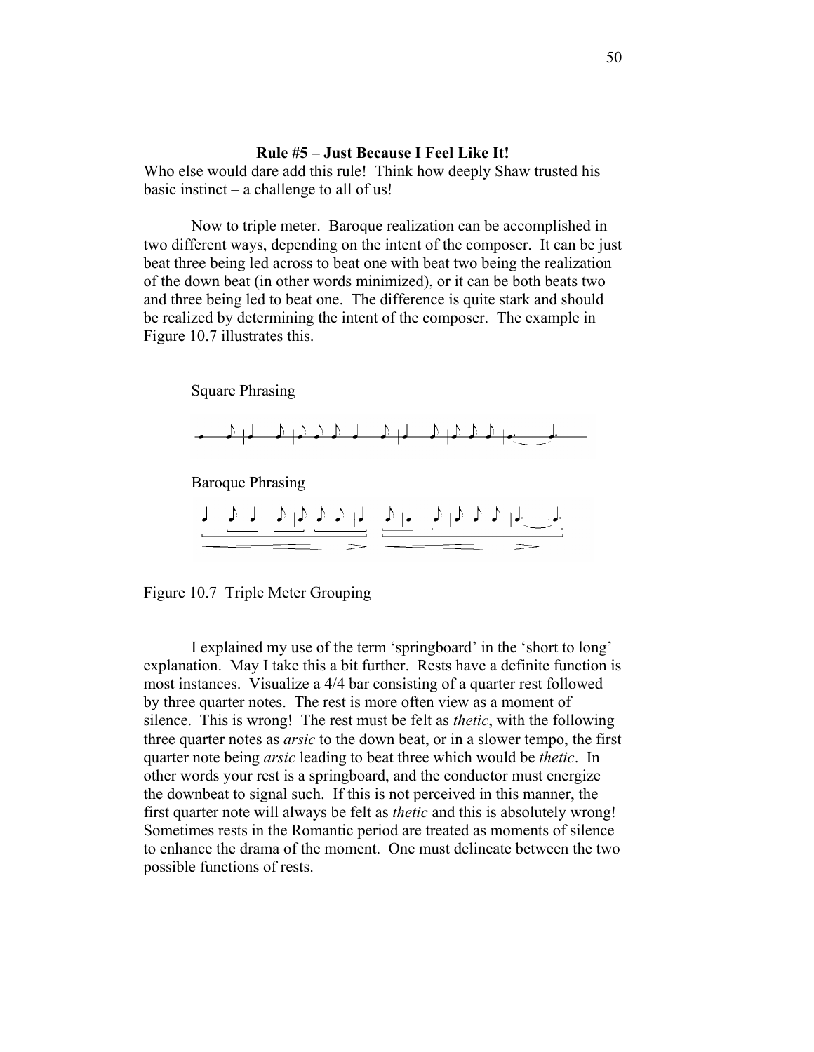**Rule #5 – Just Because I Feel Like It!**

Who else would dare add this rule! Think how deeply Shaw trusted his basic instinct – a challenge to all of us!

Now to triple meter. Baroque realization can be accomplished in two different ways, depending on the intent of the composer. It can be just beat three being led across to beat one with beat two being the realization of the down beat (in other words minimized), or it can be both beats two and three being led to beat one. The difference is quite stark and should be realized by determining the intent of the composer. The example in Figure 10.7 illustrates this.

Square Phrasing

Baroque Phrasing

Figure 10.7 Triple Meter Grouping

I explained my use of the term 'springboard' in the 'short to long' explanation. May I take this a bit further. Rests have a definite function is most instances. Visualize a 4/4 bar consisting of a quarter rest followed by three quarter notes. The rest is more often view as a moment of silence. This is wrong! The rest must be felt as *thetic*, with the following three quarter notes as *arsic* to the down beat, or in a slower tempo, the first quarter note being *arsic* leading to beat three which would be *thetic*. In other words your rest is a springboard, and the conductor must energize the downbeat to signal such. If this is not perceived in this manner, the first quarter note will always be felt as *thetic* and this is absolutely wrong! Sometimes rests in the Romantic period are treated as moments of silence to enhance the drama of the moment. One must delineate between the two possible functions of rests.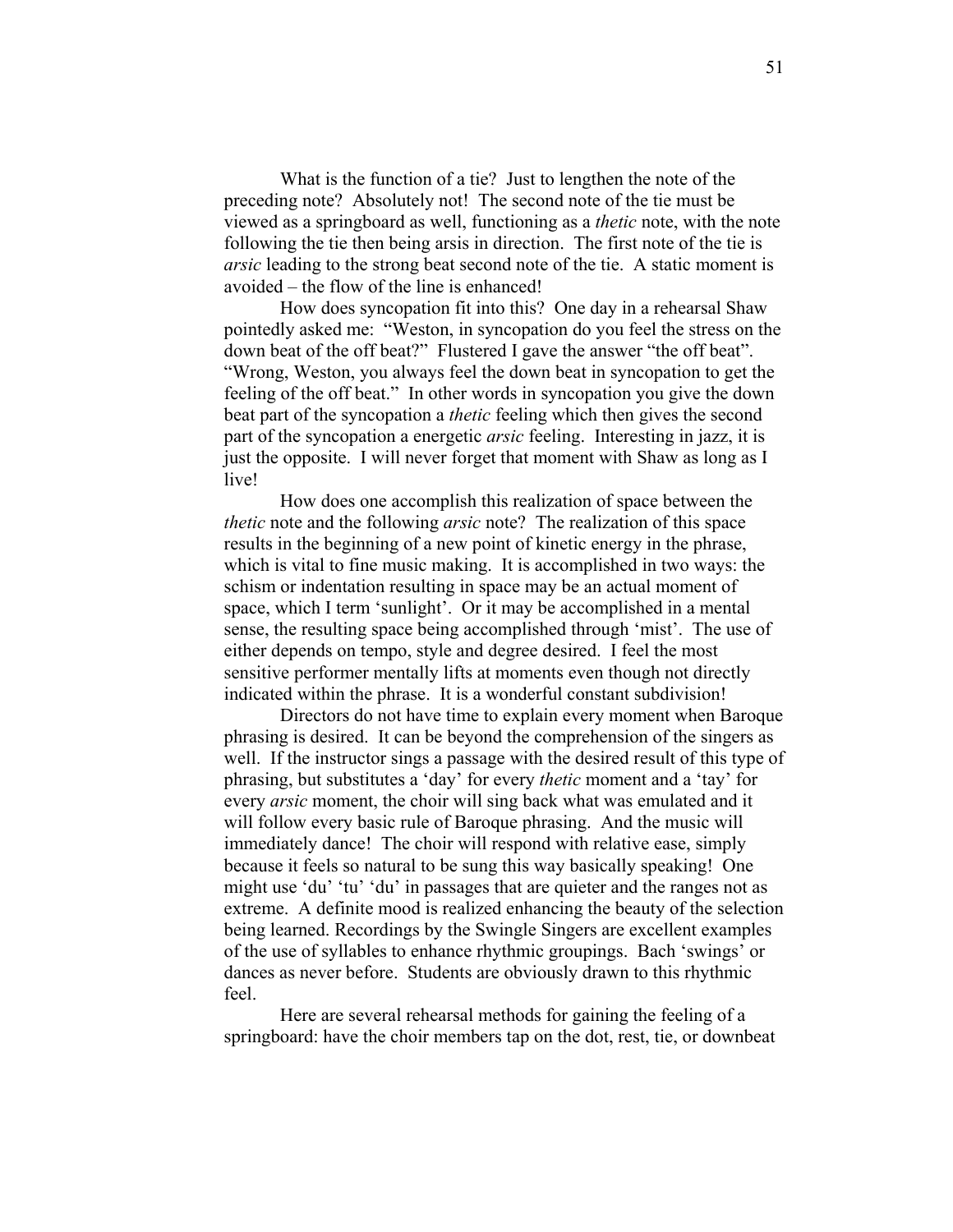What is the function of a tie? Just to lengthen the note of the preceding note? Absolutely not! The second note of the tie must be viewed as a springboard as well, functioning as a *thetic* note, with the note following the tie then being arsis in direction. The first note of the tie is *arsic* leading to the strong beat second note of the tie. A static moment is avoided – the flow of the line is enhanced!

How does syncopation fit into this? One day in a rehearsal Shaw pointedly asked me: "Weston, in syncopation do you feel the stress on the down beat of the off beat?" Flustered I gave the answer "the off beat". "Wrong, Weston, you always feel the down beat in syncopation to get the feeling of the off beat." In other words in syncopation you give the down beat part of the syncopation a *thetic* feeling which then gives the second part of the syncopation a energetic *arsic* feeling. Interesting in jazz, it is just the opposite. I will never forget that moment with Shaw as long as I live!

How does one accomplish this realization of space between the *thetic* note and the following *arsic* note? The realization of this space results in the beginning of a new point of kinetic energy in the phrase, which is vital to fine music making. It is accomplished in two ways: the schism or indentation resulting in space may be an actual moment of space, which I term 'sunlight'. Or it may be accomplished in a mental sense, the resulting space being accomplished through 'mist'. The use of either depends on tempo, style and degree desired. I feel the most sensitive performer mentally lifts at moments even though not directly indicated within the phrase. It is a wonderful constant subdivision!

Directors do not have time to explain every moment when Baroque phrasing is desired. It can be beyond the comprehension of the singers as well. If the instructor sings a passage with the desired result of this type of phrasing, but substitutes a 'day' for every *thetic* moment and a 'tay' for every *arsic* moment, the choir will sing back what was emulated and it will follow every basic rule of Baroque phrasing. And the music will immediately dance! The choir will respond with relative ease, simply because it feels so natural to be sung this way basically speaking! One might use 'du' 'tu' 'du' in passages that are quieter and the ranges not as extreme. A definite mood is realized enhancing the beauty of the selection being learned. Recordings by the Swingle Singers are excellent examples of the use of syllables to enhance rhythmic groupings. Bach 'swings' or dances as never before. Students are obviously drawn to this rhythmic feel.

Here are several rehearsal methods for gaining the feeling of a springboard: have the choir members tap on the dot, rest, tie, or downbeat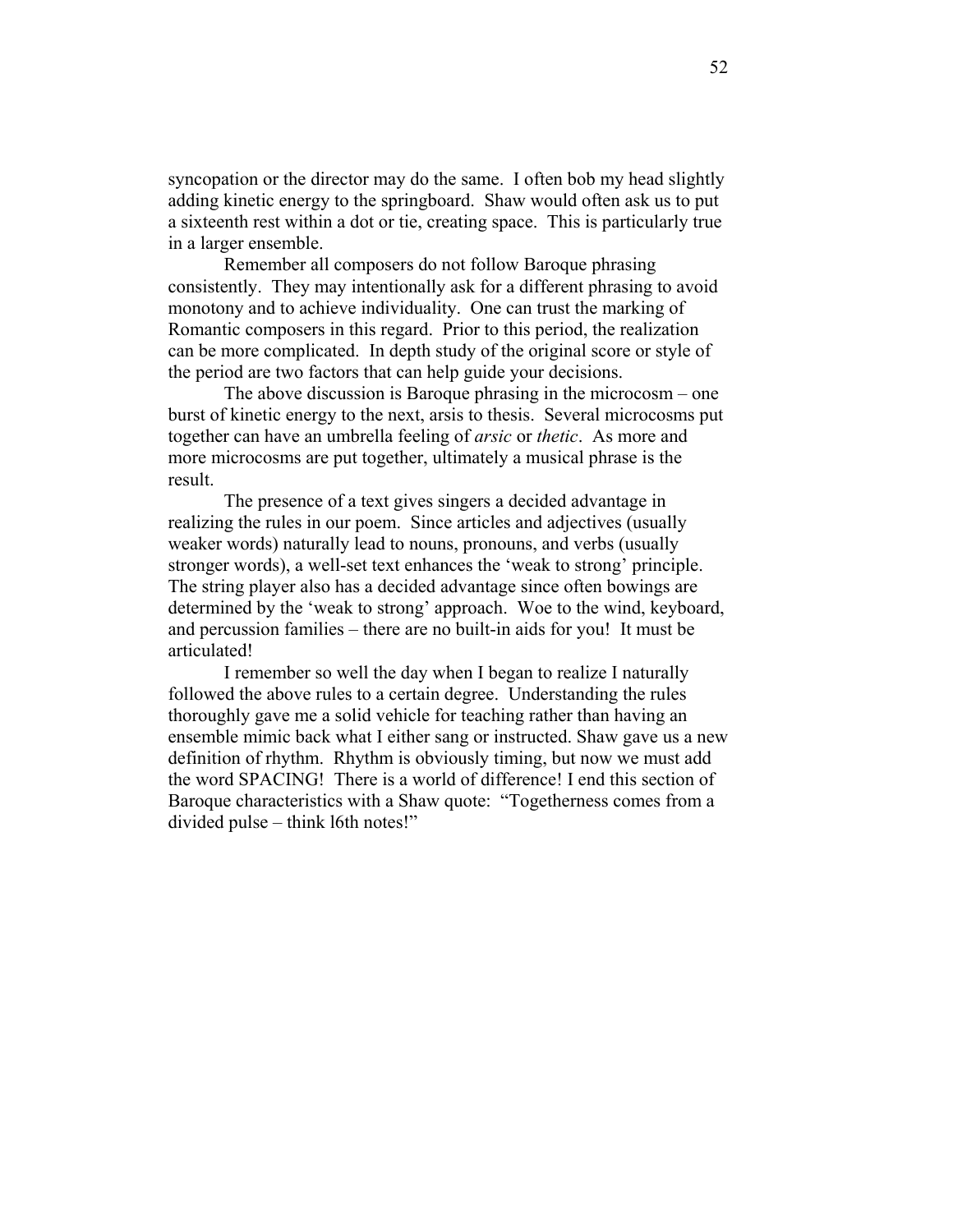syncopation or the director may do the same. I often bob my head slightly adding kinetic energy to the springboard. Shaw would often ask us to put a sixteenth rest within a dot or tie, creating space. This is particularly true in a larger ensemble.

Remember all composers do not follow Baroque phrasing consistently. They may intentionally ask for a different phrasing to avoid monotony and to achieve individuality. One can trust the marking of Romantic composers in this regard. Prior to this period, the realization can be more complicated. In depth study of the original score or style of the period are two factors that can help guide your decisions.

The above discussion is Baroque phrasing in the microcosm – one burst of kinetic energy to the next, arsis to thesis. Several microcosms put together can have an umbrella feeling of *arsic* or *thetic*. As more and more microcosms are put together, ultimately a musical phrase is the result.

The presence of a text gives singers a decided advantage in realizing the rules in our poem. Since articles and adjectives (usually weaker words) naturally lead to nouns, pronouns, and verbs (usually stronger words), a well-set text enhances the 'weak to strong' principle. The string player also has a decided advantage since often bowings are determined by the 'weak to strong' approach. Woe to the wind, keyboard, and percussion families – there are no built-in aids for you! It must be articulated!

I remember so well the day when I began to realize I naturally followed the above rules to a certain degree. Understanding the rules thoroughly gave me a solid vehicle for teaching rather than having an ensemble mimic back what I either sang or instructed. Shaw gave us a new definition of rhythm. Rhythm is obviously timing, but now we must add the word SPACING! There is a world of difference! I end this section of Baroque characteristics with a Shaw quote: "Togetherness comes from a divided pulse – think l6th notes!"